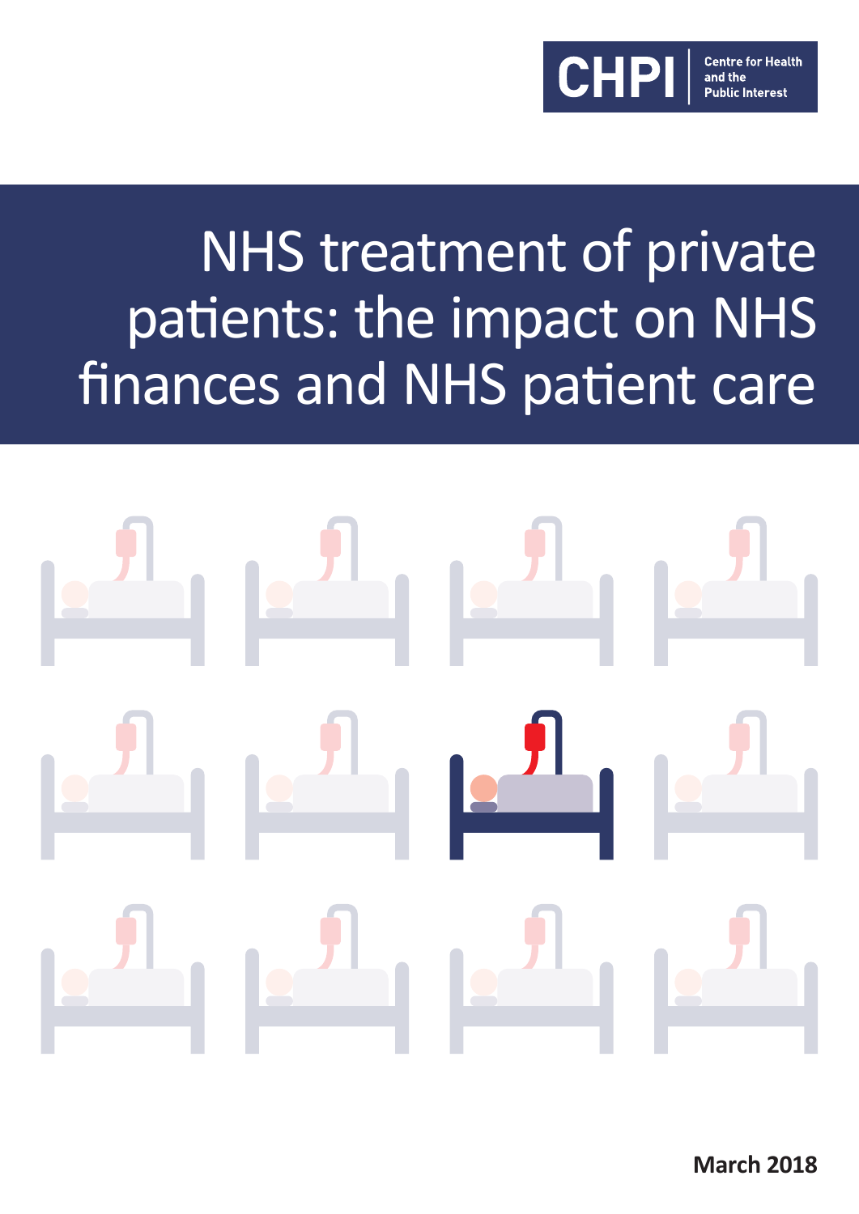CHPI Centre for Health and the Public Interest

# NHS treatment of private patients: the impact on NHS finances and NHS patient care

**March 2018**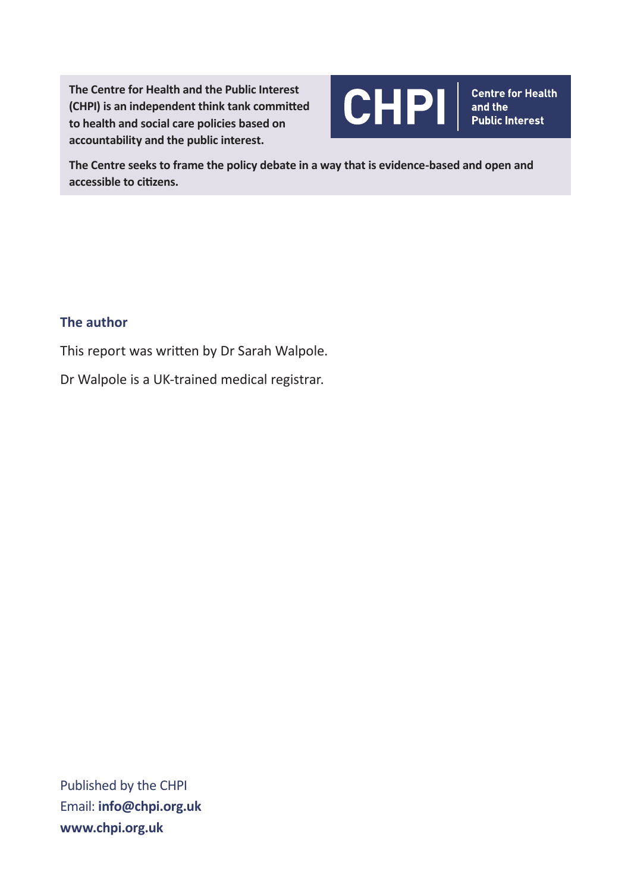**The Centre for Health and the Public Interest (CHPI) is an independent think tank committed to health and social care policies based on accountability and the public interest.**

**CHPI** | **Centre for Health and the Public Interest**

**The Centre seeks to frame the policy debate in a way that is evidence-based and open and accessible to citizens.**

## The author

This report was written by Dr Sarah Walpole.

Dr Walpole is a UK-trained medical registrar.

Published by the CHPI
Email: **info@chpi.org.uk**
**www.chpi.org.uk**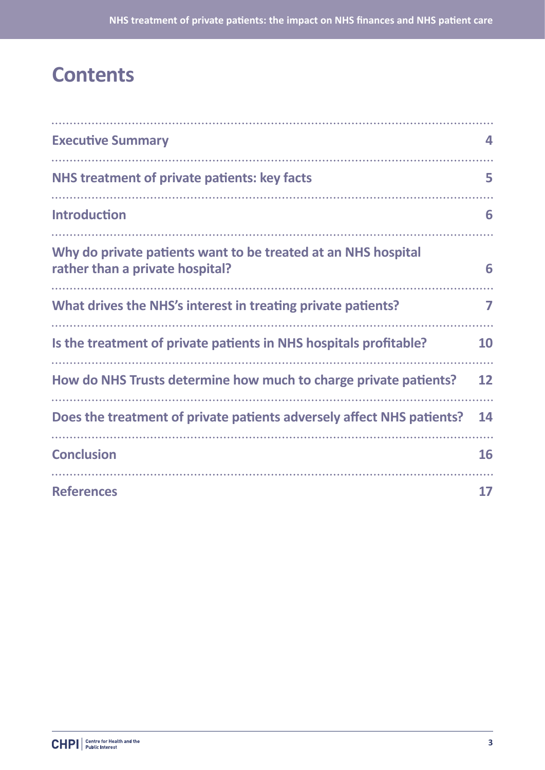# Contents

| | |
|---|---|
| Executive Summary | 4 |
| NHS treatment of private patients: key facts | 5 |
| Introduction | 6 |
| Why do private patients want to be treated at an NHS hospital rather than a private hospital? | 6 |
| What drives the NHS's interest in treating private patients? | 7 |
| Is the treatment of private patients in NHS hospitals profitable? | 10 |
| How do NHS Trusts determine how much to charge private patients? | 12 |
| Does the treatment of private patients adversely affect NHS patients? | 14 |
| Conclusion | 16 |
| References | 17 |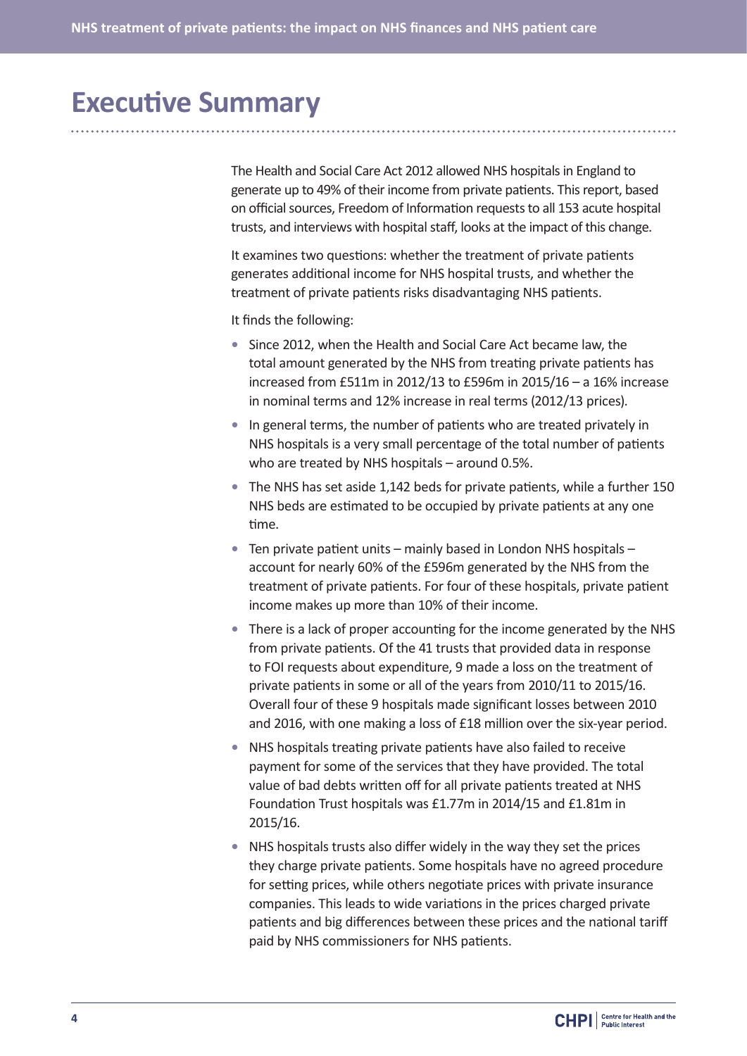# Executive Summary

The Health and Social Care Act 2012 allowed NHS hospitals in England to generate up to 49% of their income from private patients. This report, based on official sources, Freedom of Information requests to all 153 acute hospital trusts, and interviews with hospital staff, looks at the impact of this change.

It examines two questions: whether the treatment of private patients generates additional income for NHS hospital trusts, and whether the treatment of private patients risks disadvantaging NHS patients.

It finds the following:

- Since 2012, when the Health and Social Care Act became law, the total amount generated by the NHS from treating private patients has increased from £511m in 2012/13 to £596m in 2015/16 – a 16% increase in nominal terms and 12% increase in real terms (2012/13 prices).
- In general terms, the number of patients who are treated privately in NHS hospitals is a very small percentage of the total number of patients who are treated by NHS hospitals – around 0.5%.
- The NHS has set aside 1,142 beds for private patients, while a further 150 NHS beds are estimated to be occupied by private patients at any one time.
- Ten private patient units – mainly based in London NHS hospitals – account for nearly 60% of the £596m generated by the NHS from the treatment of private patients. For four of these hospitals, private patient income makes up more than 10% of their income.
- There is a lack of proper accounting for the income generated by the NHS from private patients. Of the 41 trusts that provided data in response to FOI requests about expenditure, 9 made a loss on the treatment of private patients in some or all of the years from 2010/11 to 2015/16. Overall four of these 9 hospitals made significant losses between 2010 and 2016, with one making a loss of £18 million over the six-year period.
- NHS hospitals treating private patients have also failed to receive payment for some of the services that they have provided. The total value of bad debts written off for all private patients treated at NHS Foundation Trust hospitals was £1.77m in 2014/15 and £1.81m in 2015/16.
- NHS hospitals trusts also differ widely in the way they set the prices they charge private patients. Some hospitals have no agreed procedure for setting prices, while others negotiate prices with private insurance companies. This leads to wide variations in the prices charged private patients and big differences between these prices and the national tariff paid by NHS commissioners for NHS patients.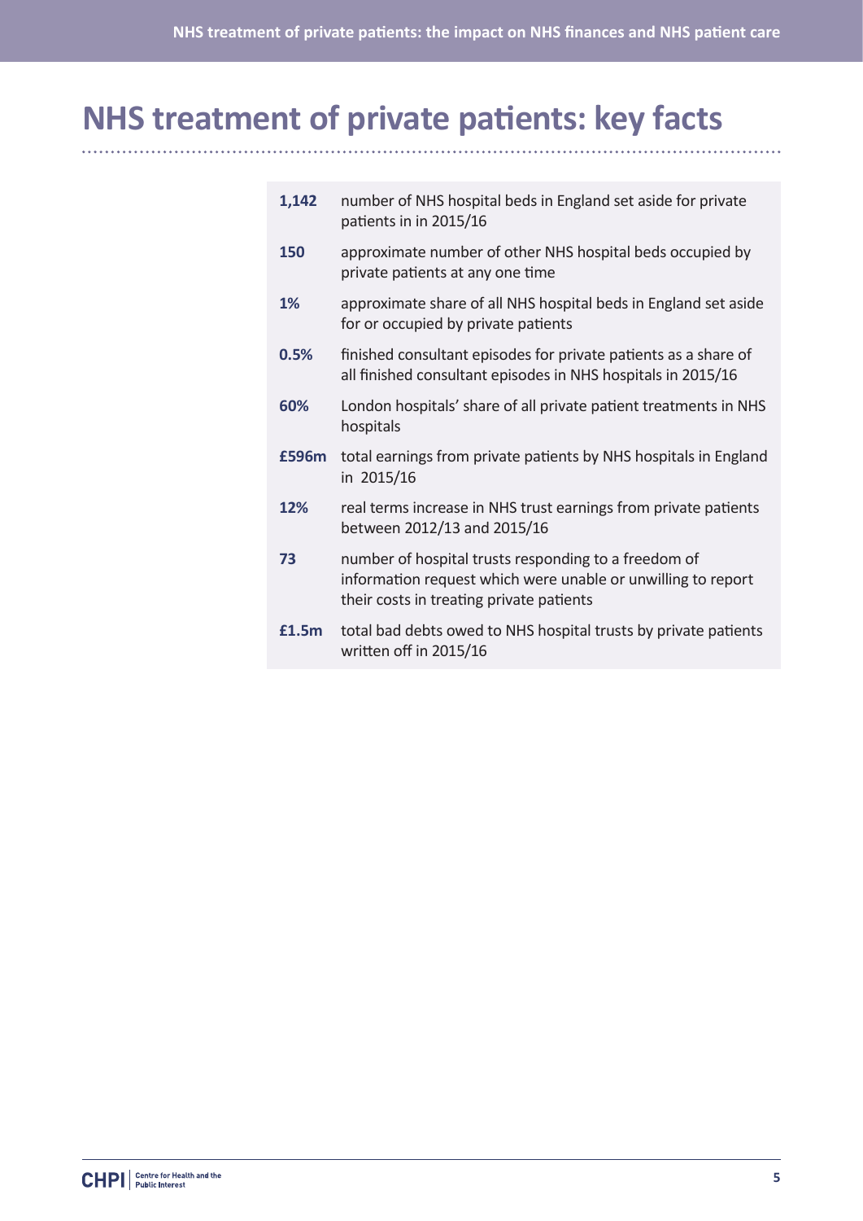# NHS treatment of private patients: key facts

| | |
|---|---|
| **1,142** | number of NHS hospital beds in England set aside for private patients in in 2015/16 |
| **150** | approximate number of other NHS hospital beds occupied by private patients at any one time |
| **1%** | approximate share of all NHS hospital beds in England set aside for or occupied by private patients |
| **0.5%** | finished consultant episodes for private patients as a share of all finished consultant episodes in NHS hospitals in 2015/16 |
| **60%** | London hospitals' share of all private patient treatments in NHS hospitals |
| **£596m** | total earnings from private patients by NHS hospitals in England in 2015/16 |
| **12%** | real terms increase in NHS trust earnings from private patients between 2012/13 and 2015/16 |
| **73** | number of hospital trusts responding to a freedom of information request which were unable or unwilling to report their costs in treating private patients |
| **£1.5m** | total bad debts owed to NHS hospital trusts by private patients written off in 2015/16 |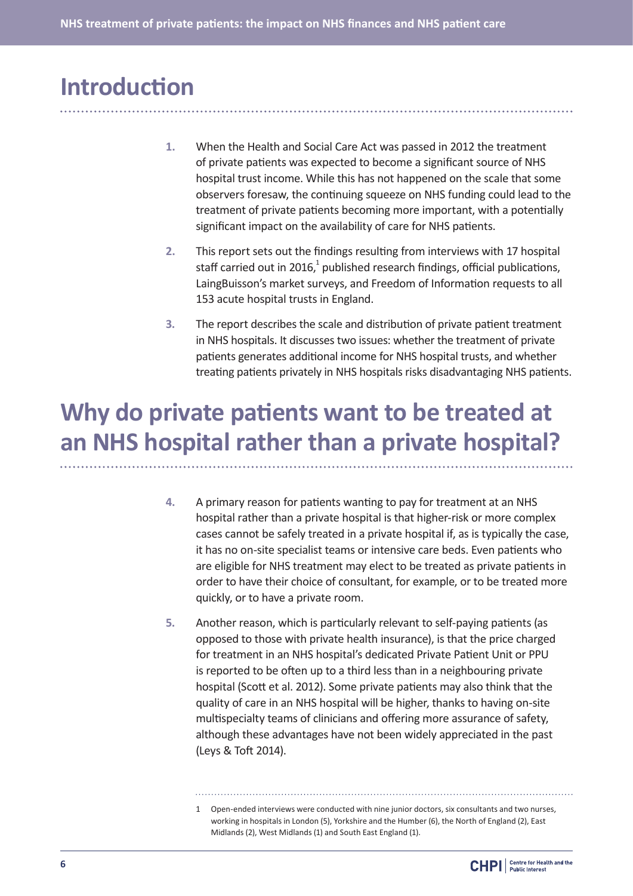# Introduction

1. When the Health and Social Care Act was passed in 2012 the treatment of private patients was expected to become a significant source of NHS hospital trust income. While this has not happened on the scale that some observers foresaw, the continuing squeeze on NHS funding could lead to the treatment of private patients becoming more important, with a potentially significant impact on the availability of care for NHS patients.

2. This report sets out the findings resulting from interviews with 17 hospital staff carried out in 2016,[1] published research findings, official publications, LaingBuisson's market surveys, and Freedom of Information requests to all 153 acute hospital trusts in England.

3. The report describes the scale and distribution of private patient treatment in NHS hospitals. It discusses two issues: whether the treatment of private patients generates additional income for NHS hospital trusts, and whether treating patients privately in NHS hospitals risks disadvantaging NHS patients.

# Why do private patients want to be treated at an NHS hospital rather than a private hospital?

4. A primary reason for patients wanting to pay for treatment at an NHS hospital rather than a private hospital is that higher-risk or more complex cases cannot be safely treated in a private hospital if, as is typically the case, it has no on-site specialist teams or intensive care beds. Even patients who are eligible for NHS treatment may elect to be treated as private patients in order to have their choice of consultant, for example, or to be treated more quickly, or to have a private room.

5. Another reason, which is particularly relevant to self-paying patients (as opposed to those with private health insurance), is that the price charged for treatment in an NHS hospital's dedicated Private Patient Unit or PPU is reported to be often up to a third less than in a neighbouring private hospital (Scott et al. 2012). Some private patients may also think that the quality of care in an NHS hospital will be higher, thanks to having on-site multispecialty teams of clinicians and offering more assurance of safety, although these advantages have not been widely appreciated in the past (Leys & Toft 2014).

---

1 Open-ended interviews were conducted with nine junior doctors, six consultants and two nurses, working in hospitals in London (5), Yorkshire and the Humber (6), the North of England (2), East Midlands (2), West Midlands (1) and South East England (1).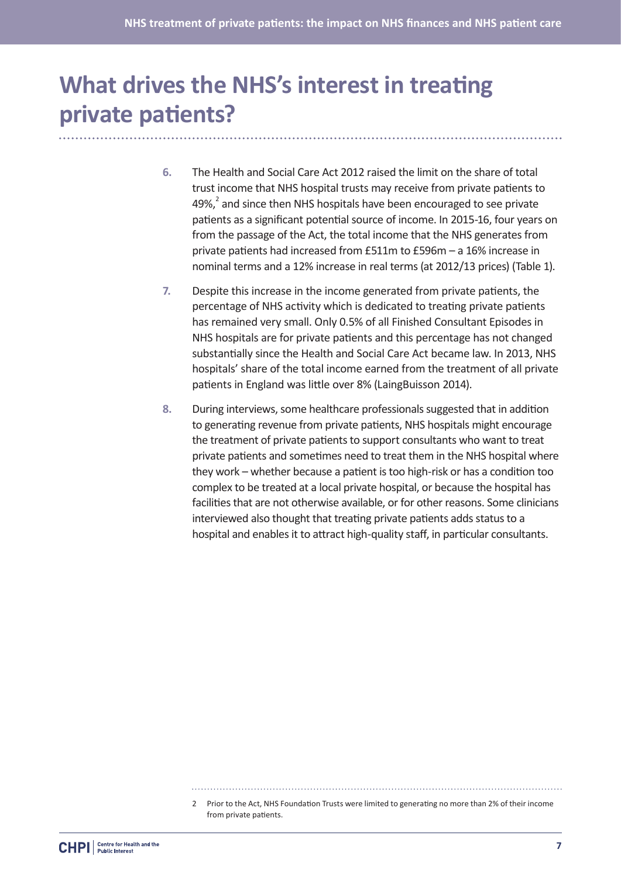# What drives the NHS's interest in treating private patients?

6. The Health and Social Care Act 2012 raised the limit on the share of total trust income that NHS hospital trusts may receive from private patients to 49%,[2] and since then NHS hospitals have been encouraged to see private patients as a significant potential source of income. In 2015-16, four years on from the passage of the Act, the total income that the NHS generates from private patients had increased from £511m to £596m – a 16% increase in nominal terms and a 12% increase in real terms (at 2012/13 prices) (Table 1).

7. Despite this increase in the income generated from private patients, the percentage of NHS activity which is dedicated to treating private patients has remained very small. Only 0.5% of all Finished Consultant Episodes in NHS hospitals are for private patients and this percentage has not changed substantially since the Health and Social Care Act became law. In 2013, NHS hospitals' share of the total income earned from the treatment of all private patients in England was little over 8% (LaingBuisson 2014).

8. During interviews, some healthcare professionals suggested that in addition to generating revenue from private patients, NHS hospitals might encourage the treatment of private patients to support consultants who want to treat private patients and sometimes need to treat them in the NHS hospital where they work – whether because a patient is too high-risk or has a condition too complex to be treated at a local private hospital, or because the hospital has facilities that are not otherwise available, or for other reasons. Some clinicians interviewed also thought that treating private patients adds status to a hospital and enables it to attract high-quality staff, in particular consultants.

---

2 Prior to the Act, NHS Foundation Trusts were limited to generating no more than 2% of their income from private patients.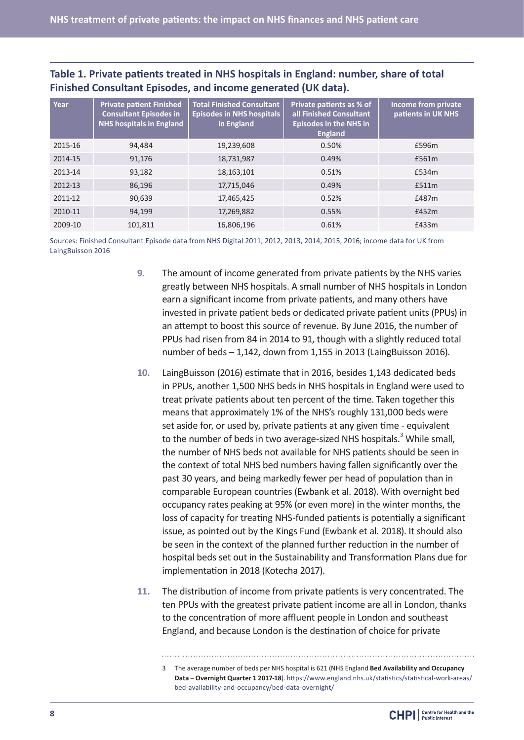### Table 1. Private patients treated in NHS hospitals in England: number, share of total Finished Consultant Episodes, and income generated (UK data).

| Year | Private patient Finished Consultant Episodes in NHS hospitals in England | Total Finished Consultant Episodes in NHS hospitals in England | Private patients as % of all Finished Consultant Episodes in the NHS in England | Income from private patients in UK NHS |
|---|---|---|---|---|
| 2015-16 | 94,484 | 19,239,608 | 0.50% | £596m |
| 2014-15 | 91,176 | 18,731,987 | 0.49% | £561m |
| 2013-14 | 93,182 | 18,163,101 | 0.51% | £534m |
| 2012-13 | 86,196 | 17,715,046 | 0.49% | £511m |
| 2011-12 | 90,639 | 17,465,425 | 0.52% | £487m |
| 2010-11 | 94,199 | 17,269,882 | 0.55% | £452m |
| 2009-10 | 101,811 | 16,806,196 | 0.61% | £433m |

Sources: Finished Consultant Episode data from NHS Digital 2011, 2012, 2013, 2014, 2015, 2016; income data for UK from LaingBuisson 2016

**9.** The amount of income generated from private patients by the NHS varies greatly between NHS hospitals. A small number of NHS hospitals in London earn a significant income from private patients, and many others have invested in private patient beds or dedicated private patient units (PPUs) in an attempt to boost this source of revenue. By June 2016, the number of PPUs had risen from 84 in 2014 to 91, though with a slightly reduced total number of beds – 1,142, down from 1,155 in 2013 (LaingBuisson 2016).

**10.** LaingBuisson (2016) estimate that in 2016, besides 1,143 dedicated beds in PPUs, another 1,500 NHS beds in NHS hospitals in England were used to treat private patients about ten percent of the time. Taken together this means that approximately 1% of the NHS's roughly 131,000 beds were set aside for, or used by, private patients at any given time - equivalent to the number of beds in two average-sized NHS hospitals.[3] While small, the number of NHS beds not available for NHS patients should be seen in the context of total NHS bed numbers having fallen significantly over the past 30 years, and being markedly fewer per head of population than in comparable European countries (Ewbank et al. 2018). With overnight bed occupancy rates peaking at 95% (or even more) in the winter months, the loss of capacity for treating NHS-funded patients is potentially a significant issue, as pointed out by the Kings Fund (Ewbank et al. 2018). It should also be seen in the context of the planned further reduction in the number of hospital beds set out in the Sustainability and Transformation Plans due for implementation in 2018 (Kotecha 2017).

**11.** The distribution of income from private patients is very concentrated. The ten PPUs with the greatest private patient income are all in London, thanks to the concentration of more affluent people in London and southeast England, and because London is the destination of choice for private

---

3 The average number of beds per NHS hospital is 621 (NHS England **Bed Availability and Occupancy Data – Overnight Quarter 1 2017-18**). https://www.england.nhs.uk/statistics/statistical-work-areas/bed-availability-and-occupancy/bed-data-overnight/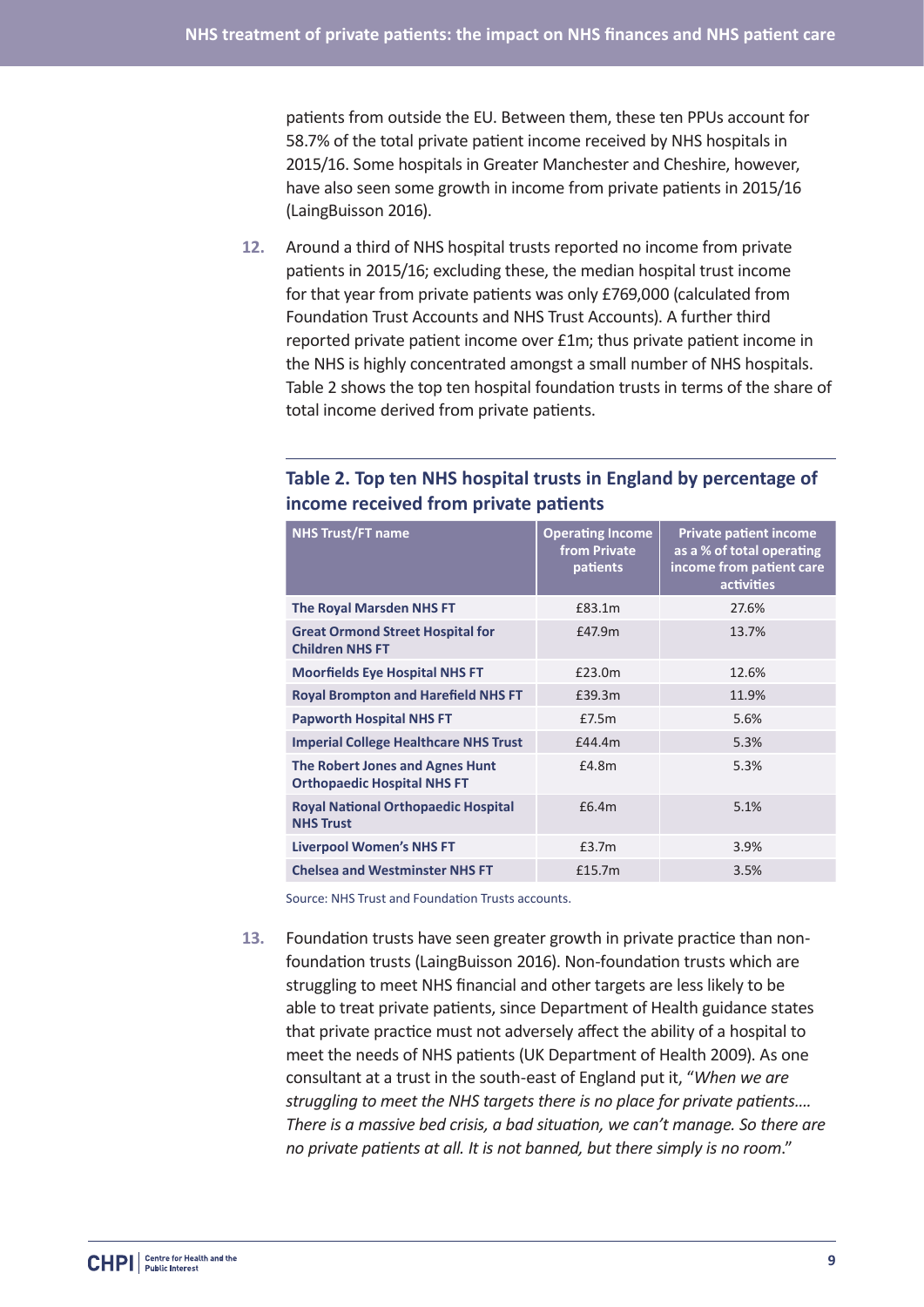patients from outside the EU. Between them, these ten PPUs account for 58.7% of the total private patient income received by NHS hospitals in 2015/16. Some hospitals in Greater Manchester and Cheshire, however, have also seen some growth in income from private patients in 2015/16 (LaingBuisson 2016).

**12.** Around a third of NHS hospital trusts reported no income from private patients in 2015/16; excluding these, the median hospital trust income for that year from private patients was only £769,000 (calculated from Foundation Trust Accounts and NHS Trust Accounts). A further third reported private patient income over £1m; thus private patient income in the NHS is highly concentrated amongst a small number of NHS hospitals. Table 2 shows the top ten hospital foundation trusts in terms of the share of total income derived from private patients.

### Table 2. Top ten NHS hospital trusts in England by percentage of income received from private patients

| NHS Trust/FT name | Operating Income from Private patients | Private patient income as a % of total operating income from patient care activities |
|---|---|---|
| **The Royal Marsden NHS FT** | £83.1m | 27.6% |
| **Great Ormond Street Hospital for Children NHS FT** | £47.9m | 13.7% |
| **Moorfields Eye Hospital NHS FT** | £23.0m | 12.6% |
| **Royal Brompton and Harefield NHS FT** | £39.3m | 11.9% |
| **Papworth Hospital NHS FT** | £7.5m | 5.6% |
| **Imperial College Healthcare NHS Trust** | £44.4m | 5.3% |
| **The Robert Jones and Agnes Hunt Orthopaedic Hospital NHS FT** | £4.8m | 5.3% |
| **Royal National Orthopaedic Hospital NHS Trust** | £6.4m | 5.1% |
| **Liverpool Women's NHS FT** | £3.7m | 3.9% |
| **Chelsea and Westminster NHS FT** | £15.7m | 3.5% |

Source: NHS Trust and Foundation Trusts accounts.

**13.** Foundation trusts have seen greater growth in private practice than non-foundation trusts (LaingBuisson 2016). Non-foundation trusts which are struggling to meet NHS financial and other targets are less likely to be able to treat private patients, since Department of Health guidance states that private practice must not adversely affect the ability of a hospital to meet the needs of NHS patients (UK Department of Health 2009). As one consultant at a trust in the south-east of England put it, "*When we are struggling to meet the NHS targets there is no place for private patients…. There is a massive bed crisis, a bad situation, we can't manage. So there are no private patients at all. It is not banned, but there simply is no room*."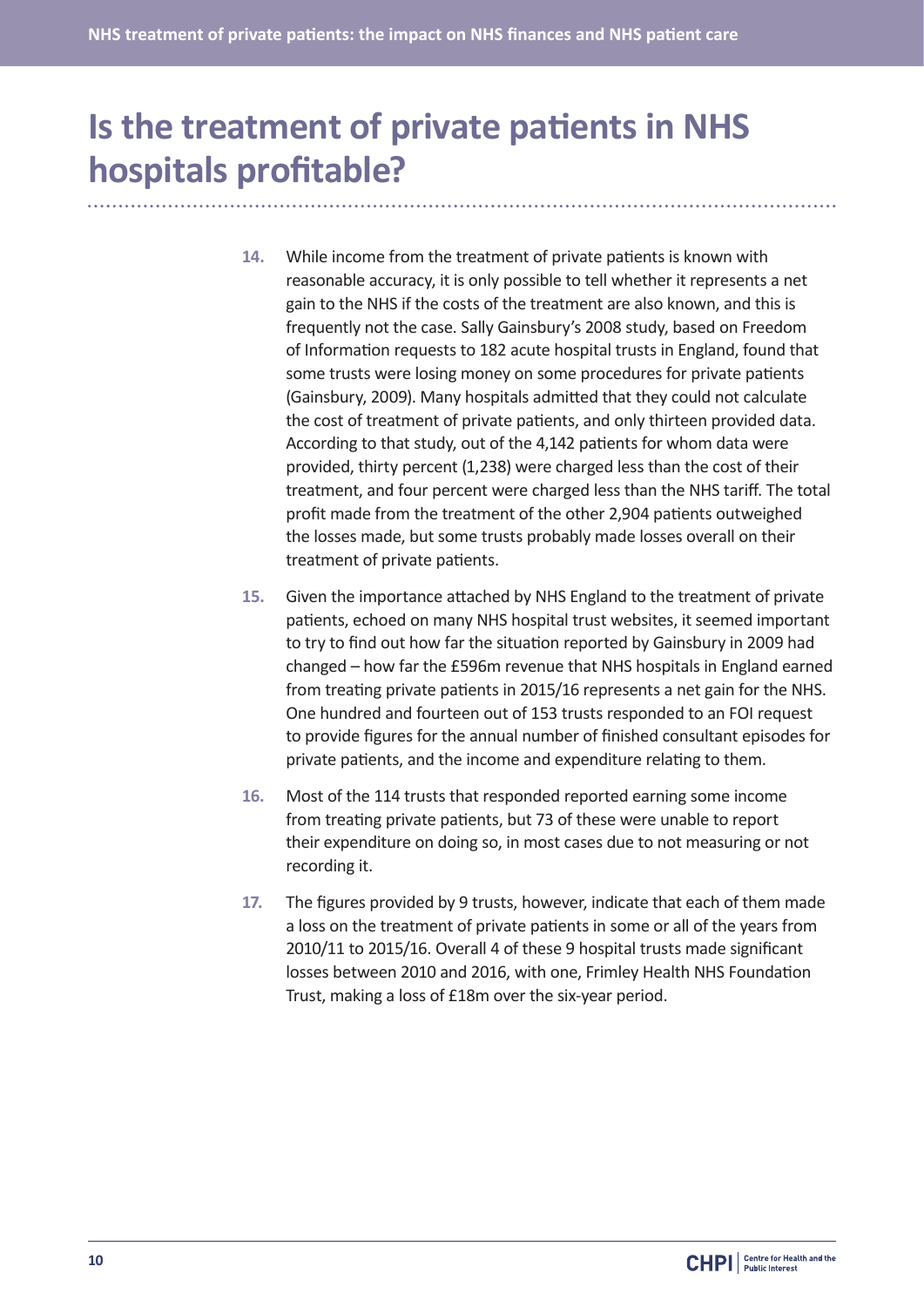# Is the treatment of private patients in NHS hospitals profitable?

14. While income from the treatment of private patients is known with reasonable accuracy, it is only possible to tell whether it represents a net gain to the NHS if the costs of the treatment are also known, and this is frequently not the case. Sally Gainsbury's 2008 study, based on Freedom of Information requests to 182 acute hospital trusts in England, found that some trusts were losing money on some procedures for private patients (Gainsbury, 2009). Many hospitals admitted that they could not calculate the cost of treatment of private patients, and only thirteen provided data. According to that study, out of the 4,142 patients for whom data were provided, thirty percent (1,238) were charged less than the cost of their treatment, and four percent were charged less than the NHS tariff. The total profit made from the treatment of the other 2,904 patients outweighed the losses made, but some trusts probably made losses overall on their treatment of private patients.

15. Given the importance attached by NHS England to the treatment of private patients, echoed on many NHS hospital trust websites, it seemed important to try to find out how far the situation reported by Gainsbury in 2009 had changed – how far the £596m revenue that NHS hospitals in England earned from treating private patients in 2015/16 represents a net gain for the NHS. One hundred and fourteen out of 153 trusts responded to an FOI request to provide figures for the annual number of finished consultant episodes for private patients, and the income and expenditure relating to them.

16. Most of the 114 trusts that responded reported earning some income from treating private patients, but 73 of these were unable to report their expenditure on doing so, in most cases due to not measuring or not recording it.

17. The figures provided by 9 trusts, however, indicate that each of them made a loss on the treatment of private patients in some or all of the years from 2010/11 to 2015/16. Overall 4 of these 9 hospital trusts made significant losses between 2010 and 2016, with one, Frimley Health NHS Foundation Trust, making a loss of £18m over the six-year period.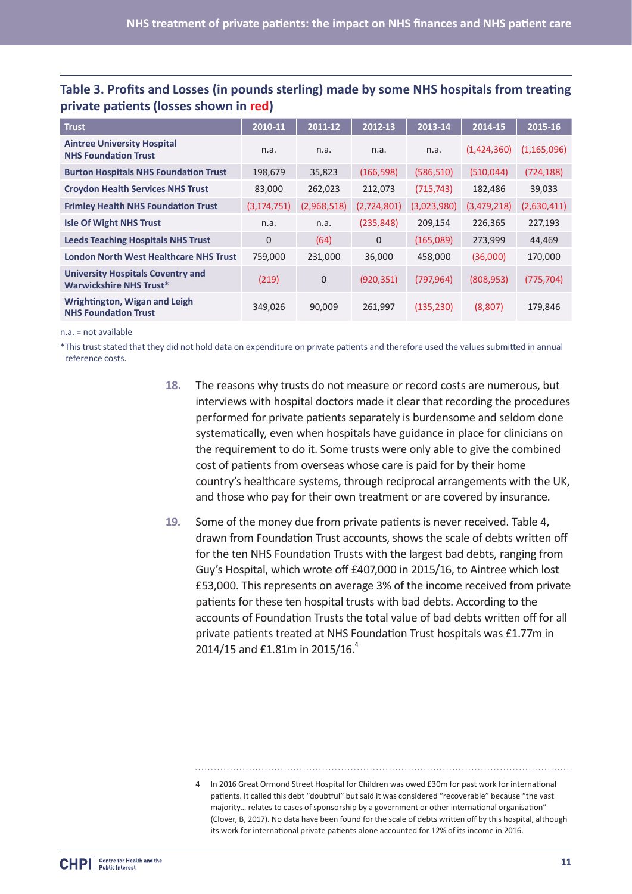**Table 3. Profits and Losses (in pounds sterling) made by some NHS hospitals from treating private patients (losses shown in red)**

| Trust | 2010-11 | 2011-12 | 2012-13 | 2013-14 | 2014-15 | 2015-16 |
|---|---|---|---|---|---|---|
| Aintree University Hospital NHS Foundation Trust | n.a. | n.a. | n.a. | n.a. | (1,424,360) | (1,165,096) |
| Burton Hospitals NHS Foundation Trust | 198,679 | 35,823 | (166,598) | (586,510) | (510,044) | (724,188) |
| Croydon Health Services NHS Trust | 83,000 | 262,023 | 212,073 | (715,743) | 182,486 | 39,033 |
| Frimley Health NHS Foundation Trust | (3,174,751) | (2,968,518) | (2,724,801) | (3,023,980) | (3,479,218) | (2,630,411) |
| Isle Of Wight NHS Trust | n.a. | n.a. | (235,848) | 209,154 | 226,365 | 227,193 |
| Leeds Teaching Hospitals NHS Trust | 0 | (64) | 0 | (165,089) | 273,999 | 44,469 |
| London North West Healthcare NHS Trust | 759,000 | 231,000 | 36,000 | 458,000 | (36,000) | 170,000 |
| University Hospitals Coventry and Warwickshire NHS Trust* | (219) | 0 | (920,351) | (797,964) | (808,953) | (775,704) |
| Wrightington, Wigan and Leigh NHS Foundation Trust | 349,026 | 90,009 | 261,997 | (135,230) | (8,807) | 179,846 |

n.a. = not available

*This trust stated that they did not hold data on expenditure on private patients and therefore used the values submitted in annual reference costs.

**18.** The reasons why trusts do not measure or record costs are numerous, but interviews with hospital doctors made it clear that recording the procedures performed for private patients separately is burdensome and seldom done systematically, even when hospitals have guidance in place for clinicians on the requirement to do it. Some trusts were only able to give the combined cost of patients from overseas whose care is paid for by their home country's healthcare systems, through reciprocal arrangements with the UK, and those who pay for their own treatment or are covered by insurance.

**19.** Some of the money due from private patients is never received. Table 4, drawn from Foundation Trust accounts, shows the scale of debts written off for the ten NHS Foundation Trusts with the largest bad debts, ranging from Guy's Hospital, which wrote off £407,000 in 2015/16, to Aintree which lost £53,000. This represents on average 3% of the income received from private patients for these ten hospital trusts with bad debts. According to the accounts of Foundation Trusts the total value of bad debts written off for all private patients treated at NHS Foundation Trust hospitals was £1.77m in 2014/15 and £1.81m in 2015/16.[4]

4 In 2016 Great Ormond Street Hospital for Children was owed £30m for past work for international patients. It called this debt "doubtful" but said it was considered "recoverable" because "the vast majority... relates to cases of sponsorship by a government or other international organisation" (Clover, B, 2017). No data have been found for the scale of debts written off by this hospital, although its work for international private patients alone accounted for 12% of its income in 2016.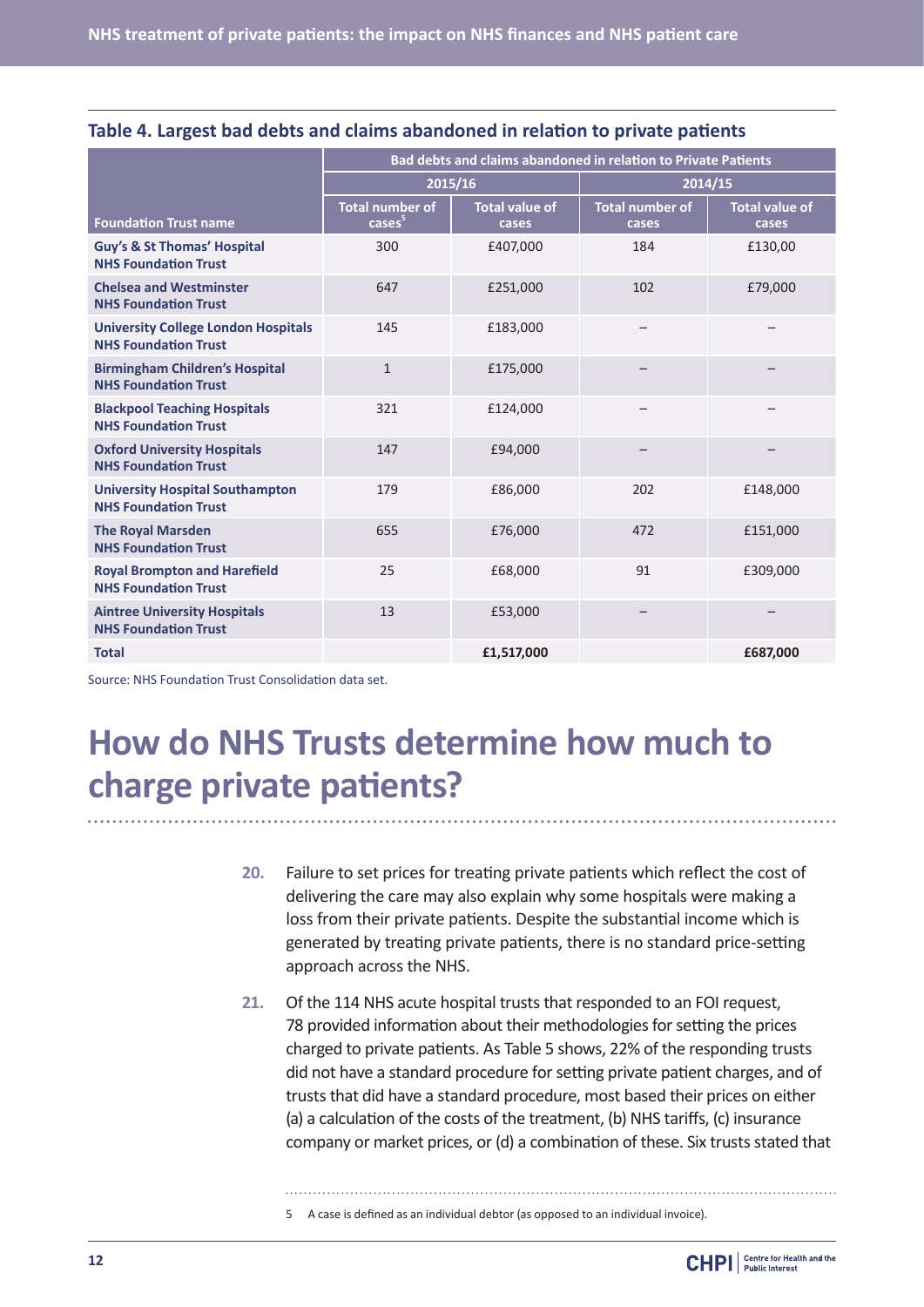### Table 4. Largest bad debts and claims abandoned in relation to private patients

| Foundation Trust name | Bad debts and claims abandoned in relation to Private Patients | | | |
|---|---|---|---|---|
| | 2015/16 | | 2014/15 | |
| | Total number of cases[5] | Total value of cases | Total number of cases | Total value of cases |
| **Guy's & St Thomas' Hospital NHS Foundation Trust** | 300 | £407,000 | 184 | £130,00 |
| **Chelsea and Westminster NHS Foundation Trust** | 647 | £251,000 | 102 | £79,000 |
| **University College London Hospitals NHS Foundation Trust** | 145 | £183,000 | – | – |
| **Birmingham Children's Hospital NHS Foundation Trust** | 1 | £175,000 | – | – |
| **Blackpool Teaching Hospitals NHS Foundation Trust** | 321 | £124,000 | – | – |
| **Oxford University Hospitals NHS Foundation Trust** | 147 | £94,000 | – | – |
| **University Hospital Southampton NHS Foundation Trust** | 179 | £86,000 | 202 | £148,000 |
| **The Royal Marsden NHS Foundation Trust** | 655 | £76,000 | 472 | £151,000 |
| **Royal Brompton and Harefield NHS Foundation Trust** | 25 | £68,000 | 91 | £309,000 |
| **Aintree University Hospitals NHS Foundation Trust** | 13 | £53,000 | – | – |
| **Total** | | **£1,517,000** | | **£687,000** |

Source: NHS Foundation Trust Consolidation data set.

# How do NHS Trusts determine how much to charge private patients?

**20.** Failure to set prices for treating private patients which reflect the cost of delivering the care may also explain why some hospitals were making a loss from their private patients. Despite the substantial income which is generated by treating private patients, there is no standard price-setting approach across the NHS.

**21.** Of the 114 NHS acute hospital trusts that responded to an FOI request, 78 provided information about their methodologies for setting the prices charged to private patients. As Table 5 shows, 22% of the responding trusts did not have a standard procedure for setting private patient charges, and of trusts that did have a standard procedure, most based their prices on either (a) a calculation of the costs of the treatment, (b) NHS tariffs, (c) insurance company or market prices, or (d) a combination of these. Six trusts stated that

5 A case is defined as an individual debtor (as opposed to an individual invoice).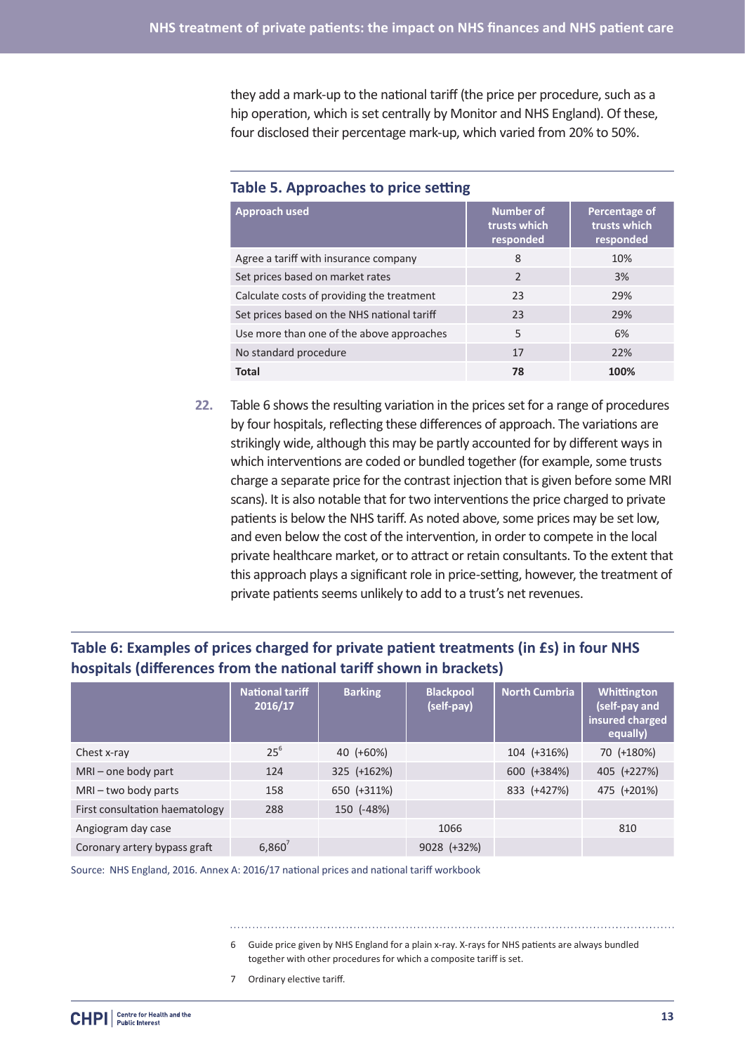they add a mark-up to the national tariff (the price per procedure, such as a hip operation, which is set centrally by Monitor and NHS England). Of these, four disclosed their percentage mark-up, which varied from 20% to 50%.

### Table 5. Approaches to price setting

| Approach used | Number of trusts which responded | Percentage of trusts which responded |
|---|---|---|
| Agree a tariff with insurance company | 8 | 10% |
| Set prices based on market rates | 2 | 3% |
| Calculate costs of providing the treatment | 23 | 29% |
| Set prices based on the NHS national tariff | 23 | 29% |
| Use more than one of the above approaches | 5 | 6% |
| No standard procedure | 17 | 22% |
| **Total** | **78** | **100%** |

**22.** Table 6 shows the resulting variation in the prices set for a range of procedures by four hospitals, reflecting these differences of approach. The variations are strikingly wide, although this may be partly accounted for by different ways in which interventions are coded or bundled together (for example, some trusts charge a separate price for the contrast injection that is given before some MRI scans). It is also notable that for two interventions the price charged to private patients is below the NHS tariff. As noted above, some prices may be set low, and even below the cost of the intervention, in order to compete in the local private healthcare market, or to attract or retain consultants. To the extent that this approach plays a significant role in price-setting, however, the treatment of private patients seems unlikely to add to a trust's net revenues.

### Table 6: Examples of prices charged for private patient treatments (in £s) in four NHS hospitals (differences from the national tariff shown in brackets)

| | National tariff 2016/17 | Barking | Blackpool (self-pay) | North Cumbria | Whittington (self-pay and insured charged equally) |
|---|---|---|---|---|---|
| Chest x-ray | 25[6] | 40 (+60%) | | 104 (+316%) | 70 (+180%) |
| MRI – one body part | 124 | 325 (+162%) | | 600 (+384%) | 405 (+227%) |
| MRI – two body parts | 158 | 650 (+311%) | | 833 (+427%) | 475 (+201%) |
| First consultation haematology | 288 | 150 (-48%) | | | |
| Angiogram day case | | | 1066 | | 810 |
| Coronary artery bypass graft | 6,860[7] | | 9028 (+32%) | | |

Source: NHS England, 2016. Annex A: 2016/17 national prices and national tariff workbook

6 Guide price given by NHS England for a plain x-ray. X-rays for NHS patients are always bundled together with other procedures for which a composite tariff is set.

7 Ordinary elective tariff.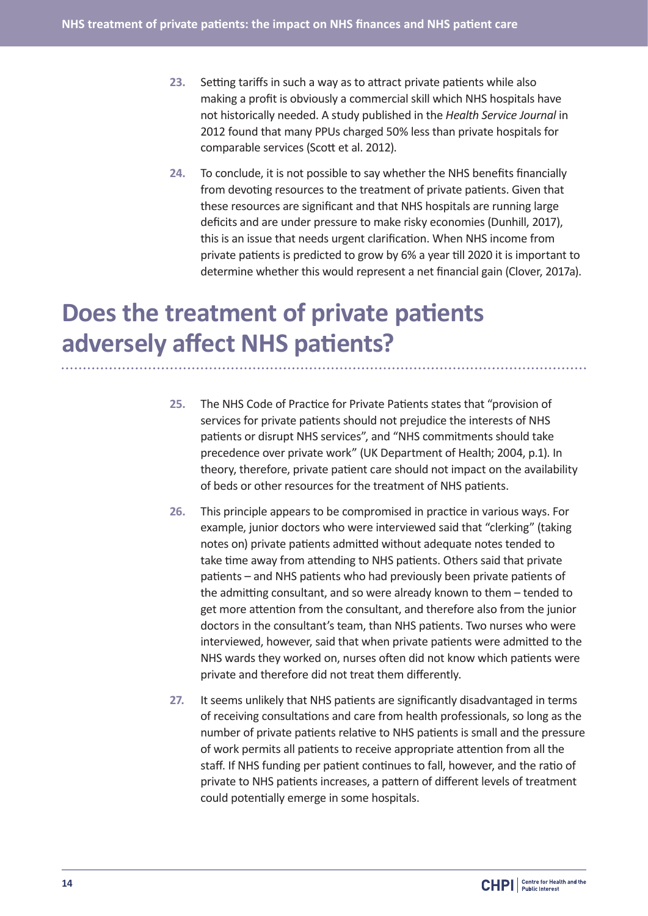23. Setting tariffs in such a way as to attract private patients while also making a profit is obviously a commercial skill which NHS hospitals have not historically needed. A study published in the *Health Service Journal* in 2012 found that many PPUs charged 50% less than private hospitals for comparable services (Scott et al. 2012).

24. To conclude, it is not possible to say whether the NHS benefits financially from devoting resources to the treatment of private patients. Given that these resources are significant and that NHS hospitals are running large deficits and are under pressure to make risky economies (Dunhill, 2017), this is an issue that needs urgent clarification. When NHS income from private patients is predicted to grow by 6% a year till 2020 it is important to determine whether this would represent a net financial gain (Clover, 2017a).

# Does the treatment of private patients adversely affect NHS patients?

25. The NHS Code of Practice for Private Patients states that "provision of services for private patients should not prejudice the interests of NHS patients or disrupt NHS services", and "NHS commitments should take precedence over private work" (UK Department of Health; 2004, p.1). In theory, therefore, private patient care should not impact on the availability of beds or other resources for the treatment of NHS patients.

26. This principle appears to be compromised in practice in various ways. For example, junior doctors who were interviewed said that "clerking" (taking notes on) private patients admitted without adequate notes tended to take time away from attending to NHS patients. Others said that private patients – and NHS patients who had previously been private patients of the admitting consultant, and so were already known to them – tended to get more attention from the consultant, and therefore also from the junior doctors in the consultant's team, than NHS patients. Two nurses who were interviewed, however, said that when private patients were admitted to the NHS wards they worked on, nurses often did not know which patients were private and therefore did not treat them differently.

27. It seems unlikely that NHS patients are significantly disadvantaged in terms of receiving consultations and care from health professionals, so long as the number of private patients relative to NHS patients is small and the pressure of work permits all patients to receive appropriate attention from all the staff. If NHS funding per patient continues to fall, however, and the ratio of private to NHS patients increases, a pattern of different levels of treatment could potentially emerge in some hospitals.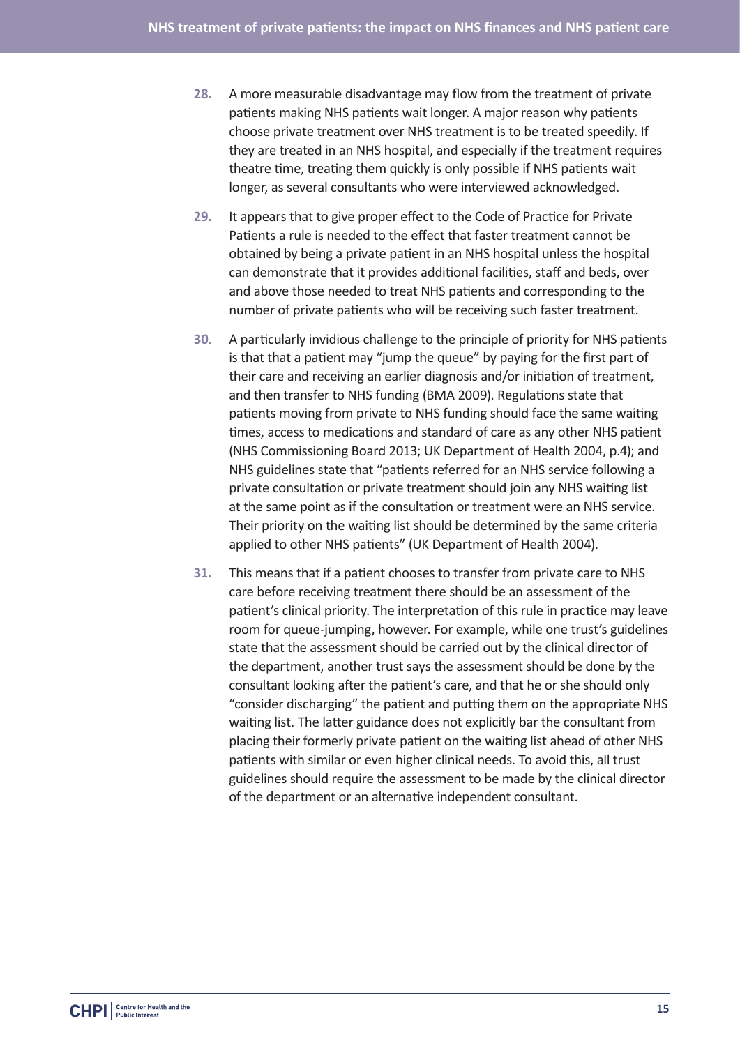28. A more measurable disadvantage may flow from the treatment of private patients making NHS patients wait longer. A major reason why patients choose private treatment over NHS treatment is to be treated speedily. If they are treated in an NHS hospital, and especially if the treatment requires theatre time, treating them quickly is only possible if NHS patients wait longer, as several consultants who were interviewed acknowledged.

29. It appears that to give proper effect to the Code of Practice for Private Patients a rule is needed to the effect that faster treatment cannot be obtained by being a private patient in an NHS hospital unless the hospital can demonstrate that it provides additional facilities, staff and beds, over and above those needed to treat NHS patients and corresponding to the number of private patients who will be receiving such faster treatment.

30. A particularly invidious challenge to the principle of priority for NHS patients is that that a patient may "jump the queue" by paying for the first part of their care and receiving an earlier diagnosis and/or initiation of treatment, and then transfer to NHS funding (BMA 2009). Regulations state that patients moving from private to NHS funding should face the same waiting times, access to medications and standard of care as any other NHS patient (NHS Commissioning Board 2013; UK Department of Health 2004, p.4); and NHS guidelines state that "patients referred for an NHS service following a private consultation or private treatment should join any NHS waiting list at the same point as if the consultation or treatment were an NHS service. Their priority on the waiting list should be determined by the same criteria applied to other NHS patients" (UK Department of Health 2004).

31. This means that if a patient chooses to transfer from private care to NHS care before receiving treatment there should be an assessment of the patient's clinical priority. The interpretation of this rule in practice may leave room for queue-jumping, however. For example, while one trust's guidelines state that the assessment should be carried out by the clinical director of the department, another trust says the assessment should be done by the consultant looking after the patient's care, and that he or she should only "consider discharging" the patient and putting them on the appropriate NHS waiting list. The latter guidance does not explicitly bar the consultant from placing their formerly private patient on the waiting list ahead of other NHS patients with similar or even higher clinical needs. To avoid this, all trust guidelines should require the assessment to be made by the clinical director of the department or an alternative independent consultant.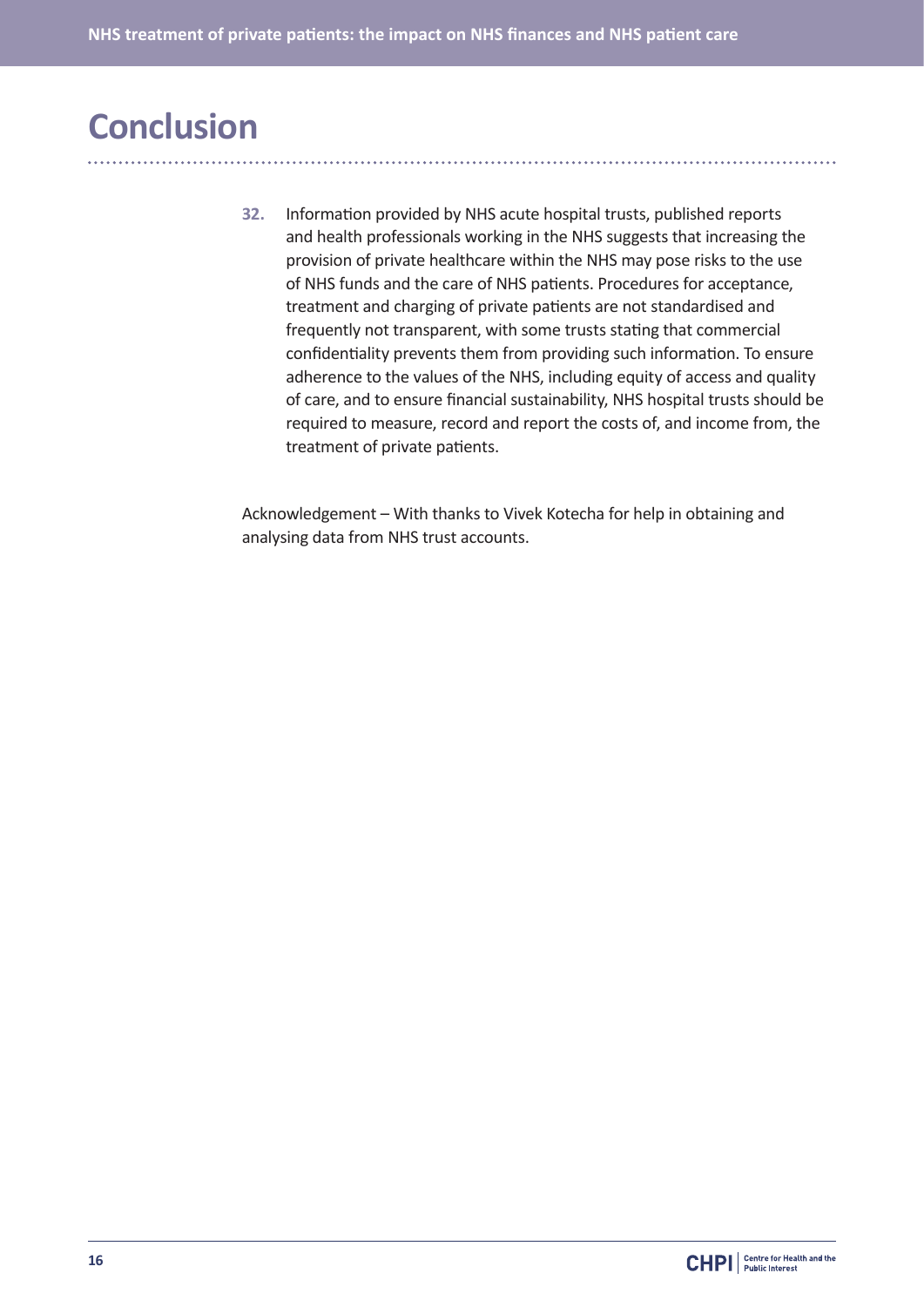# Conclusion

**32.** Information provided by NHS acute hospital trusts, published reports and health professionals working in the NHS suggests that increasing the provision of private healthcare within the NHS may pose risks to the use of NHS funds and the care of NHS patients. Procedures for acceptance, treatment and charging of private patients are not standardised and frequently not transparent, with some trusts stating that commercial confidentiality prevents them from providing such information. To ensure adherence to the values of the NHS, including equity of access and quality of care, and to ensure financial sustainability, NHS hospital trusts should be required to measure, record and report the costs of, and income from, the treatment of private patients.

Acknowledgement – With thanks to Vivek Kotecha for help in obtaining and analysing data from NHS trust accounts.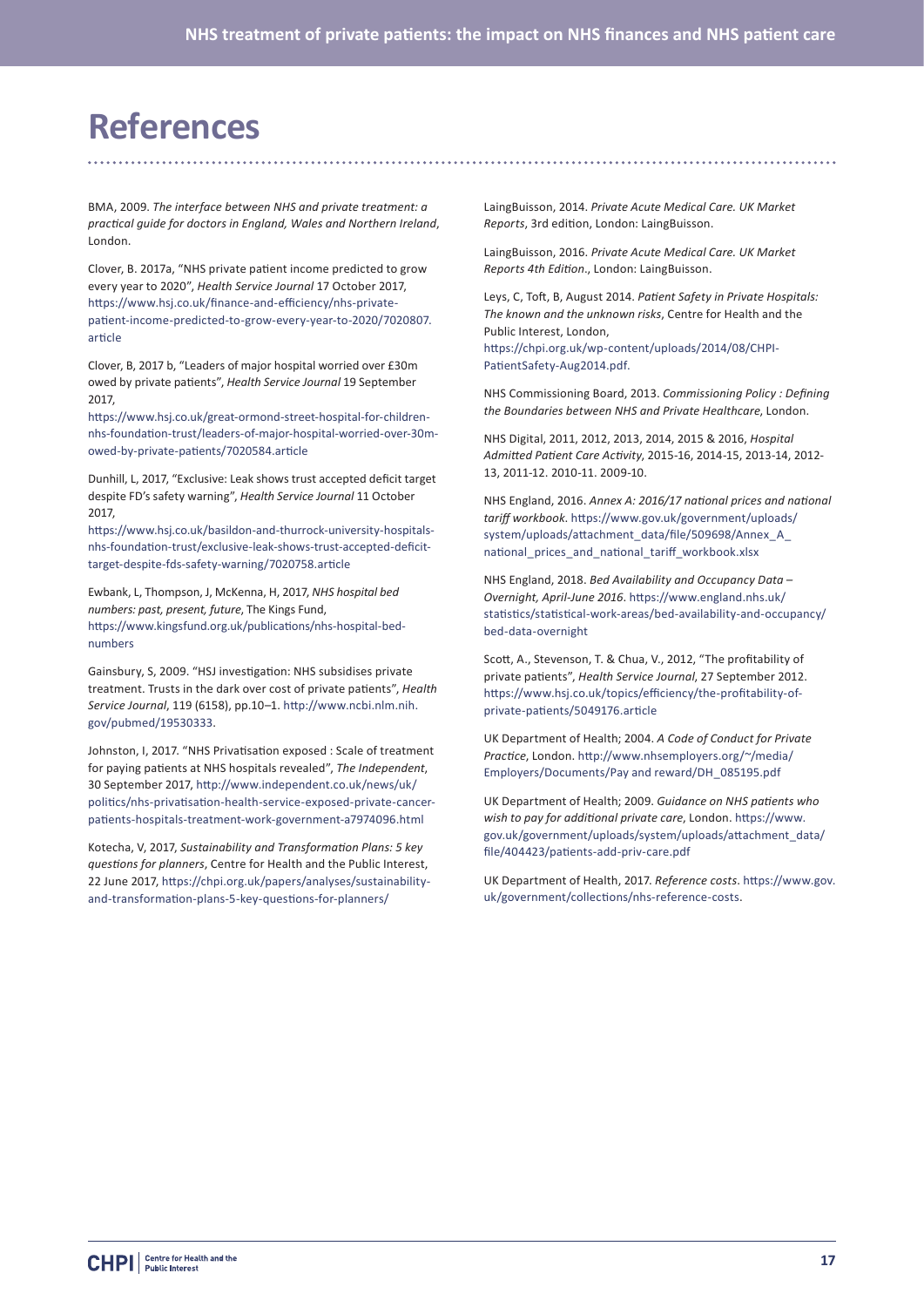# References

BMA, 2009. *The interface between NHS and private treatment: a practical guide for doctors in England, Wales and Northern Ireland*, London.

Clover, B. 2017a, "NHS private patient income predicted to grow every year to 2020", *Health Service Journal* 17 October 2017, https://www.hsj.co.uk/finance-and-efficiency/nhs-private-patient-income-predicted-to-grow-every-year-to-2020/7020807.article

Clover, B, 2017 b, "Leaders of major hospital worried over £30m owed by private patients", *Health Service Journal* 19 September 2017,
https://www.hsj.co.uk/great-ormond-street-hospital-for-children-nhs-foundation-trust/leaders-of-major-hospital-worried-over-30m-owed-by-private-patients/7020584.article

Dunhill, L, 2017, "Exclusive: Leak shows trust accepted deficit target despite FD's safety warning", *Health Service Journal* 11 October 2017,
https://www.hsj.co.uk/basildon-and-thurrock-university-hospitals-nhs-foundation-trust/exclusive-leak-shows-trust-accepted-deficit-target-despite-fds-safety-warning/7020758.article

Ewbank, L, Thompson, J, McKenna, H, 2017, *NHS hospital bed numbers: past, present, future*, The Kings Fund, https://www.kingsfund.org.uk/publications/nhs-hospital-bed-numbers

Gainsbury, S, 2009. "HSJ investigation: NHS subsidises private treatment. Trusts in the dark over cost of private patients", *Health Service Journal*, 119 (6158), pp.10–1. http://www.ncbi.nlm.nih.gov/pubmed/19530333.

Johnston, I, 2017. "NHS Privatisation exposed : Scale of treatment for paying patients at NHS hospitals revealed", *The Independent*, 30 September 2017, http://www.independent.co.uk/news/uk/politics/nhs-privatisation-health-service-exposed-private-cancer-patients-hospitals-treatment-work-government-a7974096.html

Kotecha, V, 2017, *Sustainability and Transformation Plans: 5 key questions for planners*, Centre for Health and the Public Interest, 22 June 2017, https://chpi.org.uk/papers/analyses/sustainability-and-transformation-plans-5-key-questions-for-planners/

LaingBuisson, 2014. *Private Acute Medical Care. UK Market Reports*, 3rd edition, London: LaingBuisson.

LaingBuisson, 2016. *Private Acute Medical Care. UK Market Reports 4th Edition*., London: LaingBuisson.

Leys, C, Toft, B, August 2014. *Patient Safety in Private Hospitals: The known and the unknown risks*, Centre for Health and the Public Interest, London,
https://chpi.org.uk/wp-content/uploads/2014/08/CHPI-PatientSafety-Aug2014.pdf.

NHS Commissioning Board, 2013. *Commissioning Policy : Defining the Boundaries between NHS and Private Healthcare*, London.

NHS Digital, 2011, 2012, 2013, 2014, 2015 & 2016, *Hospital Admitted Patient Care Activity*, 2015-16, 2014-15, 2013-14, 2012-13, 2011-12. 2010-11. 2009-10.

NHS England, 2016. *Annex A: 2016/17 national prices and national tariff workbook.* https://www.gov.uk/government/uploads/system/uploads/attachment_data/file/509698/Annex_A_national_prices_and_national_tariff_workbook.xlsx

NHS England, 2018. *Bed Availability and Occupancy Data – Overnight, April-June 2016.* https://www.england.nhs.uk/statistics/statistical-work-areas/bed-availability-and-occupancy/bed-data-overnight

Scott, A., Stevenson, T. & Chua, V., 2012, "The profitability of private patients", *Health Service Journal*, 27 September 2012. https://www.hsj.co.uk/topics/efficiency/the-profitability-of-private-patients/5049176.article

UK Department of Health; 2004. *A Code of Conduct for Private Practice*, London. http://www.nhsemployers.org/~/media/Employers/Documents/Pay and reward/DH_085195.pdf

UK Department of Health; 2009. *Guidance on NHS patients who wish to pay for additional private care*, London. https://www.gov.uk/government/uploads/system/uploads/attachment_data/file/404423/patients-add-priv-care.pdf

UK Department of Health, 2017. *Reference costs*. https://www.gov.uk/government/collections/nhs-reference-costs.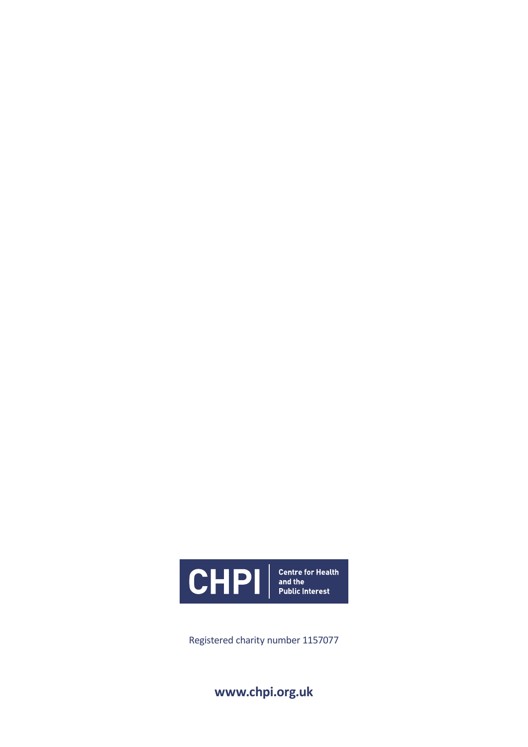CHPI | Centre for Health and the Public Interest

Registered charity number 1157077

**www.chpi.org.uk**